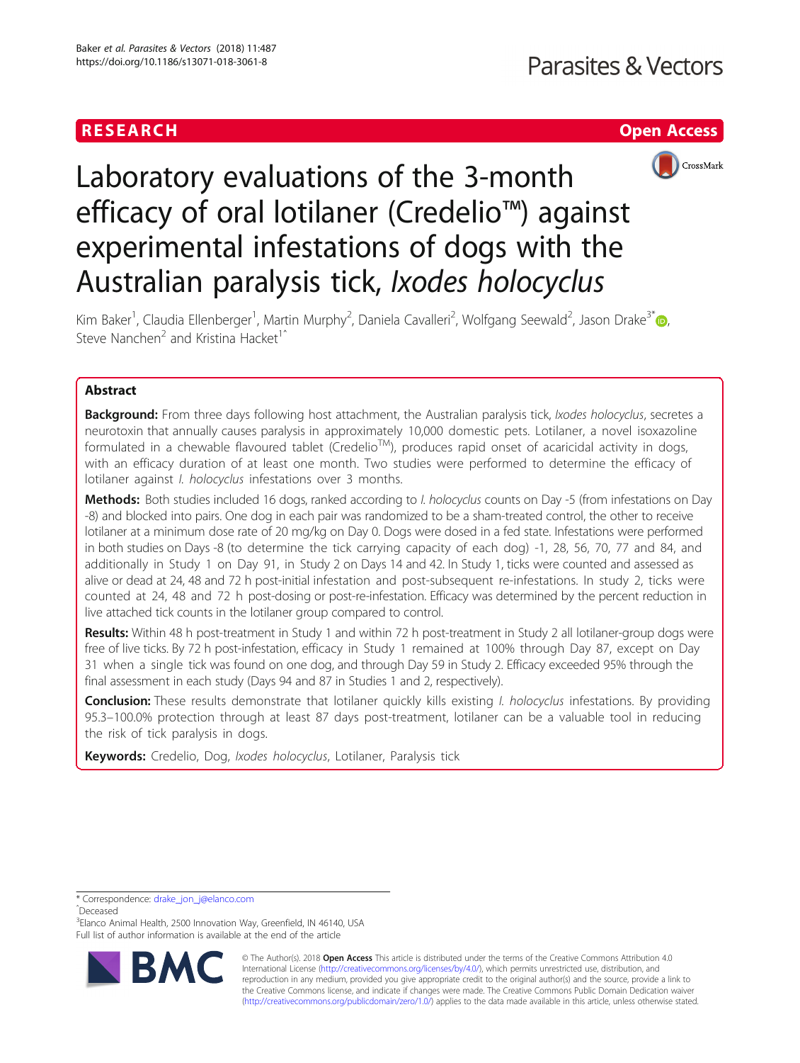RESEARCH

Open Access

# Laboratory evaluations of the 3-month efficacy of oral lotilaner (Credelio™) against experimental infestations of dogs with the Australian paralysis tick, *Ixodes holocyclus*

Kim Baker[1], Claudia Ellenberger[1], Martin Murphy[2], Daniela Cavalleri[2], Wolfgang Seewald[2], Jason Drake[3]*, Steve Nanchen[2] and Kristina Hacket[1]^

## Abstract

**Background:** From three days following host attachment, the Australian paralysis tick, *Ixodes holocyclus*, secretes a neurotoxin that annually causes paralysis in approximately 10,000 domestic pets. Lotilaner, a novel isoxazoline formulated in a chewable flavoured tablet (Credelio[TM]), produces rapid onset of acaricidal activity in dogs, with an efficacy duration of at least one month. Two studies were performed to determine the efficacy of lotilaner against *I. holocyclus* infestations over 3 months.

**Methods:** Both studies included 16 dogs, ranked according to *I. holocyclus* counts on Day -5 (from infestations on Day -8) and blocked into pairs. One dog in each pair was randomized to be a sham-treated control, the other to receive lotilaner at a minimum dose rate of 20 mg/kg on Day 0. Dogs were dosed in a fed state. Infestations were performed in both studies on Days -8 (to determine the tick carrying capacity of each dog) -1, 28, 56, 70, 77 and 84, and additionally in Study 1 on Day 91, in Study 2 on Days 14 and 42. In Study 1, ticks were counted and assessed as alive or dead at 24, 48 and 72 h post-initial infestation and post-subsequent re-infestations. In study 2, ticks were counted at 24, 48 and 72 h post-dosing or post-re-infestation. Efficacy was determined by the percent reduction in live attached tick counts in the lotilaner group compared to control.

**Results:** Within 48 h post-treatment in Study 1 and within 72 h post-treatment in Study 2 all lotilaner-group dogs were free of live ticks. By 72 h post-infestation, efficacy in Study 1 remained at 100% through Day 87, except on Day 31 when a single tick was found on one dog, and through Day 59 in Study 2. Efficacy exceeded 95% through the final assessment in each study (Days 94 and 87 in Studies 1 and 2, respectively).

**Conclusion:** These results demonstrate that lotilaner quickly kills existing *I. holocyclus* infestations. By providing 95.3–100.0% protection through at least 87 days post-treatment, lotilaner can be a valuable tool in reducing the risk of tick paralysis in dogs.

**Keywords:** Credelio, Dog, *Ixodes holocyclus*, Lotilaner, Paralysis tick

---

* Correspondence: drake_jon_j@elanco.com
^Deceased
[3]Elanco Animal Health, 2500 Innovation Way, Greenfield, IN 46140, USA
Full list of author information is available at the end of the article

© The Author(s). 2018 **Open Access** This article is distributed under the terms of the Creative Commons Attribution 4.0 International License (http://creativecommons.org/licenses/by/4.0/), which permits unrestricted use, distribution, and reproduction in any medium, provided you give appropriate credit to the original author(s) and the source, provide a link to the Creative Commons license, and indicate if changes were made. The Creative Commons Public Domain Dedication waiver (http://creativecommons.org/publicdomain/zero/1.0/) applies to the data made available in this article, unless otherwise stated.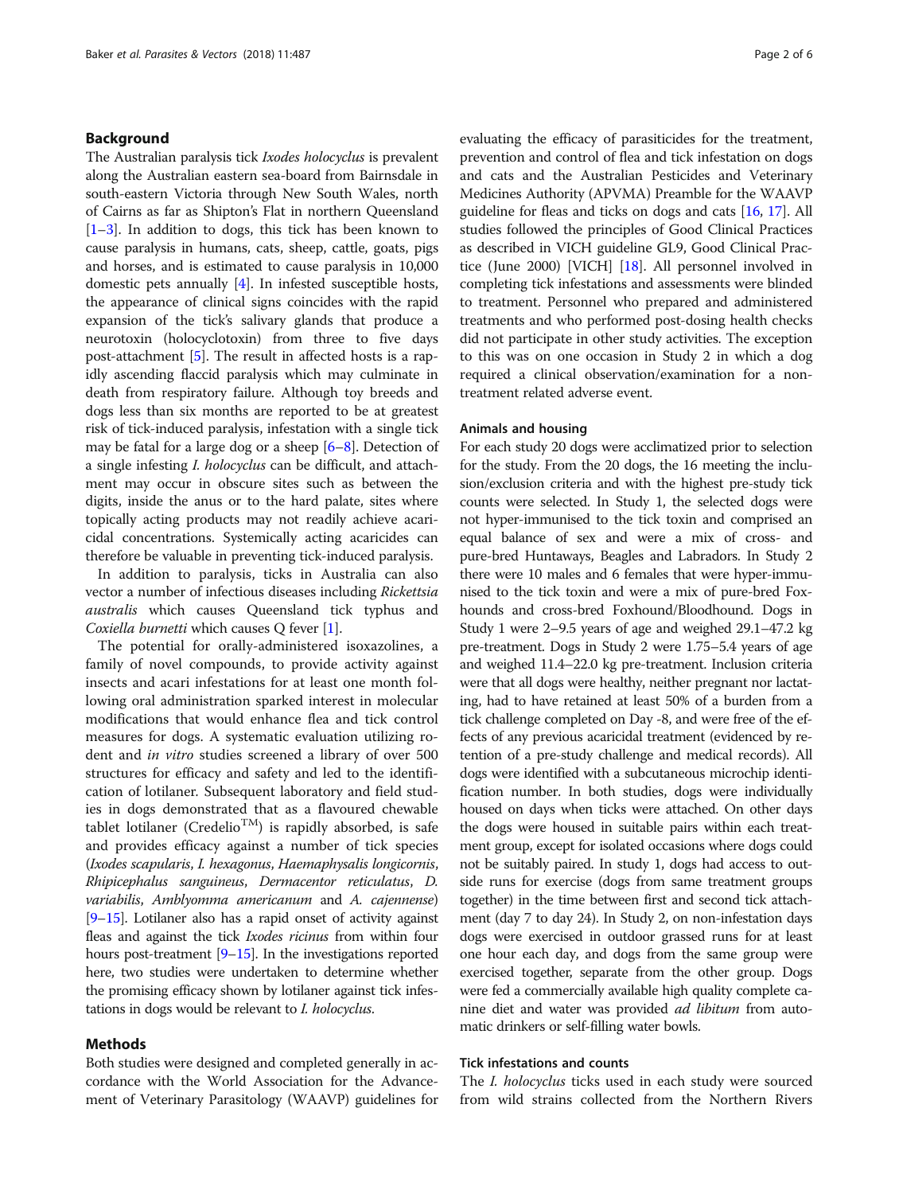## Background

The Australian paralysis tick *Ixodes holocyclus* is prevalent along the Australian eastern sea-board from Bairnsdale in south-eastern Victoria through New South Wales, north of Cairns as far as Shipton's Flat in northern Queensland [1–3]. In addition to dogs, this tick has been known to cause paralysis in humans, cats, sheep, cattle, goats, pigs and horses, and is estimated to cause paralysis in 10,000 domestic pets annually [4]. In infested susceptible hosts, the appearance of clinical signs coincides with the rapid expansion of the tick's salivary glands that produce a neurotoxin (holocyclotoxin) from three to five days post-attachment [5]. The result in affected hosts is a rapidly ascending flaccid paralysis which may culminate in death from respiratory failure. Although toy breeds and dogs less than six months are reported to be at greatest risk of tick-induced paralysis, infestation with a single tick may be fatal for a large dog or a sheep [6–8]. Detection of a single infesting *I. holocyclus* can be difficult, and attachment may occur in obscure sites such as between the digits, inside the anus or to the hard palate, sites where topically acting products may not readily achieve acaricidal concentrations. Systemically acting acaricides can therefore be valuable in preventing tick-induced paralysis.

In addition to paralysis, ticks in Australia can also vector a number of infectious diseases including *Rickettsia australis* which causes Queensland tick typhus and *Coxiella burnetti* which causes Q fever [1].

The potential for orally-administered isoxazolines, a family of novel compounds, to provide activity against insects and acari infestations for at least one month following oral administration sparked interest in molecular modifications that would enhance flea and tick control measures for dogs. A systematic evaluation utilizing rodent and *in vitro* studies screened a library of over 500 structures for efficacy and safety and led to the identification of lotilaner. Subsequent laboratory and field studies in dogs demonstrated that as a flavoured chewable tablet lotilaner (Credelio$^{TM}$) is rapidly absorbed, is safe and provides efficacy against a number of tick species (*Ixodes scapularis*, *I. hexagonus*, *Haemaphysalis longicornis*, *Rhipicephalus sanguineus*, *Dermacentor reticulatus*, *D. variabilis*, *Amblyomma americanum* and *A. cajennense*) [9–15]. Lotilaner also has a rapid onset of activity against fleas and against the tick *Ixodes ricinus* from within four hours post-treatment [9–15]. In the investigations reported here, two studies were undertaken to determine whether the promising efficacy shown by lotilaner against tick infestations in dogs would be relevant to *I. holocyclus*.

## Methods

Both studies were designed and completed generally in accordance with the World Association for the Advancement of Veterinary Parasitology (WAAVP) guidelines for evaluating the efficacy of parasiticides for the treatment, prevention and control of flea and tick infestation on dogs and cats and the Australian Pesticides and Veterinary Medicines Authority (APVMA) Preamble for the WAAVP guideline for fleas and ticks on dogs and cats [16, 17]. All studies followed the principles of Good Clinical Practices as described in VICH guideline GL9, Good Clinical Practice (June 2000) [VICH] [18]. All personnel involved in completing tick infestations and assessments were blinded to treatment. Personnel who prepared and administered treatments and who performed post-dosing health checks did not participate in other study activities. The exception to this was on one occasion in Study 2 in which a dog required a clinical observation/examination for a non-treatment related adverse event.

### Animals and housing

For each study 20 dogs were acclimatized prior to selection for the study. From the 20 dogs, the 16 meeting the inclusion/exclusion criteria and with the highest pre-study tick counts were selected. In Study 1, the selected dogs were not hyper-immunised to the tick toxin and comprised an equal balance of sex and were a mix of cross- and pure-bred Huntaways, Beagles and Labradors. In Study 2 there were 10 males and 6 females that were hyper-immunised to the tick toxin and were a mix of pure-bred Foxhounds and cross-bred Foxhound/Bloodhound. Dogs in Study 1 were 2–9.5 years of age and weighed 29.1–47.2 kg pre-treatment. Dogs in Study 2 were 1.75–5.4 years of age and weighed 11.4–22.0 kg pre-treatment. Inclusion criteria were that all dogs were healthy, neither pregnant nor lactating, had to have retained at least 50% of a burden from a tick challenge completed on Day -8, and were free of the effects of any previous acaricidal treatment (evidenced by retention of a pre-study challenge and medical records). All dogs were identified with a subcutaneous microchip identification number. In both studies, dogs were individually housed on days when ticks were attached. On other days the dogs were housed in suitable pairs within each treatment group, except for isolated occasions where dogs could not be suitably paired. In study 1, dogs had access to outside runs for exercise (dogs from same treatment groups together) in the time between first and second tick attachment (day 7 to day 24). In Study 2, on non-infestation days dogs were exercised in outdoor grassed runs for at least one hour each day, and dogs from the same group were exercised together, separate from the other group. Dogs were fed a commercially available high quality complete canine diet and water was provided *ad libitum* from automatic drinkers or self-filling water bowls.

### Tick infestations and counts

The *I. holocyclus* ticks used in each study were sourced from wild strains collected from the Northern Rivers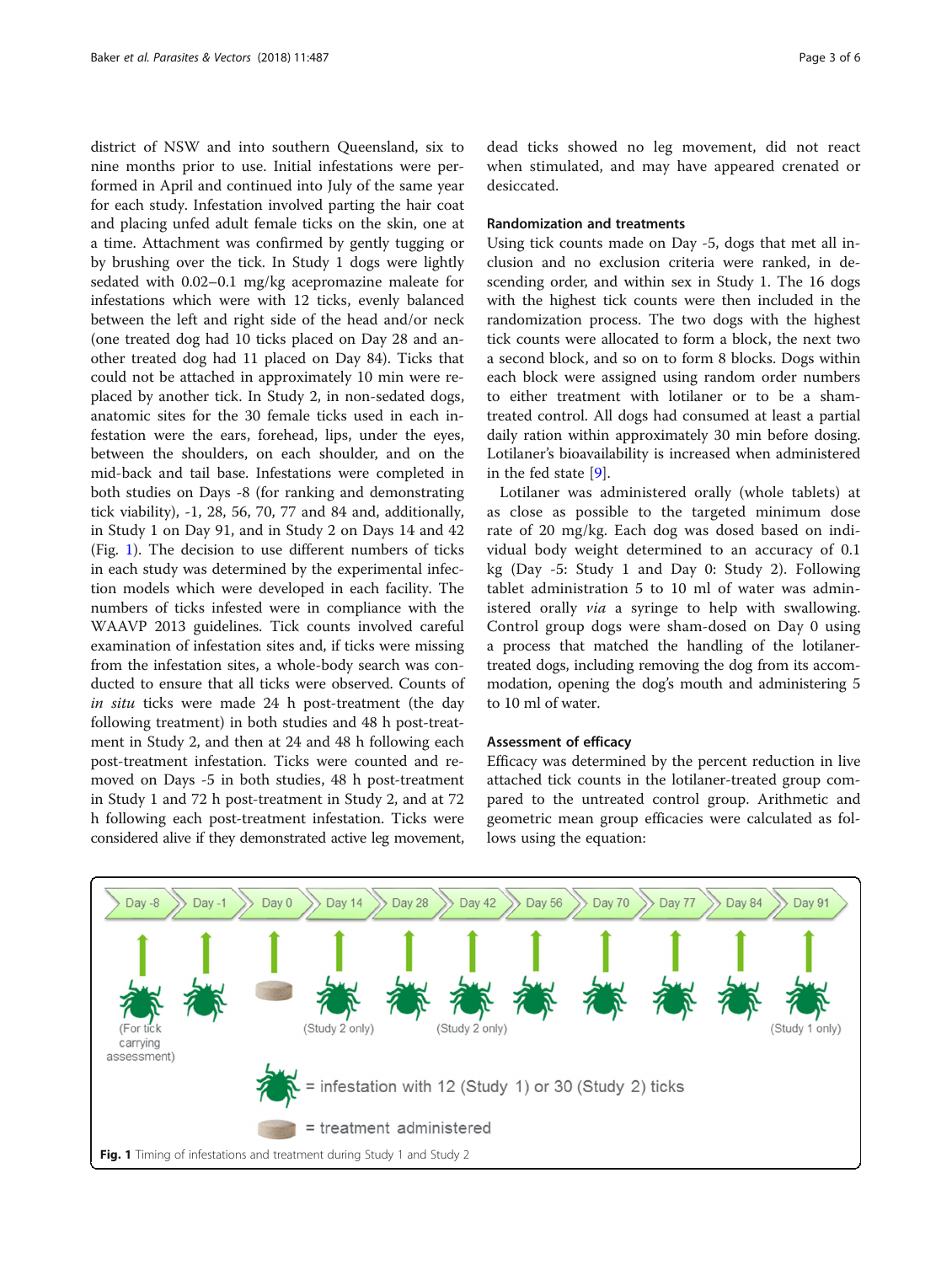district of NSW and into southern Queensland, six to nine months prior to use. Initial infestations were performed in April and continued into July of the same year for each study. Infestation involved parting the hair coat and placing unfed adult female ticks on the skin, one at a time. Attachment was confirmed by gently tugging or by brushing over the tick. In Study 1 dogs were lightly sedated with 0.02–0.1 mg/kg acepromazine maleate for infestations which were with 12 ticks, evenly balanced between the left and right side of the head and/or neck (one treated dog had 10 ticks placed on Day 28 and another treated dog had 11 placed on Day 84). Ticks that could not be attached in approximately 10 min were replaced by another tick. In Study 2, in non-sedated dogs, anatomic sites for the 30 female ticks used in each infestation were the ears, forehead, lips, under the eyes, between the shoulders, on each shoulder, and on the mid-back and tail base. Infestations were completed in both studies on Days -8 (for ranking and demonstrating tick viability), -1, 28, 56, 70, 77 and 84 and, additionally, in Study 1 on Day 91, and in Study 2 on Days 14 and 42 (Fig. 1). The decision to use different numbers of ticks in each study was determined by the experimental infection models which were developed in each facility. The numbers of ticks infested were in compliance with the WAAVP 2013 guidelines. Tick counts involved careful examination of infestation sites and, if ticks were missing from the infestation sites, a whole-body search was conducted to ensure that all ticks were observed. Counts of *in situ* ticks were made 24 h post-treatment (the day following treatment) in both studies and 48 h post-treatment in Study 2, and then at 24 and 48 h following each post-treatment infestation. Ticks were counted and removed on Days -5 in both studies, 48 h post-treatment in Study 1 and 72 h post-treatment in Study 2, and at 72 h following each post-treatment infestation. Ticks were considered alive if they demonstrated active leg movement, dead ticks showed no leg movement, did not react when stimulated, and may have appeared crenated or desiccated.

### Randomization and treatments

Using tick counts made on Day -5, dogs that met all inclusion and no exclusion criteria were ranked, in descending order, and within sex in Study 1. The 16 dogs with the highest tick counts were then included in the randomization process. The two dogs with the highest tick counts were allocated to form a block, the next two a second block, and so on to form 8 blocks. Dogs within each block were assigned using random order numbers to either treatment with lotilaner or to be a sham-treated control. All dogs had consumed at least a partial daily ration within approximately 30 min before dosing. Lotilaner's bioavailability is increased when administered in the fed state [9].

Lotilaner was administered orally (whole tablets) at as close as possible to the targeted minimum dose rate of 20 mg/kg. Each dog was dosed based on individual body weight determined to an accuracy of 0.1 kg (Day -5: Study 1 and Day 0: Study 2). Following tablet administration 5 to 10 ml of water was administered orally *via* a syringe to help with swallowing. Control group dogs were sham-dosed on Day 0 using a process that matched the handling of the lotilaner-treated dogs, including removing the dog from its accommodation, opening the dog's mouth and administering 5 to 10 ml of water.

### Assessment of efficacy

Efficacy was determined by the percent reduction in live attached tick counts in the lotilaner-treated group compared to the untreated control group. Arithmetic and geometric mean group efficacies were calculated as follows using the equation:

**Fig. 1** Timing of infestations and treatment during Study 1 and Study 2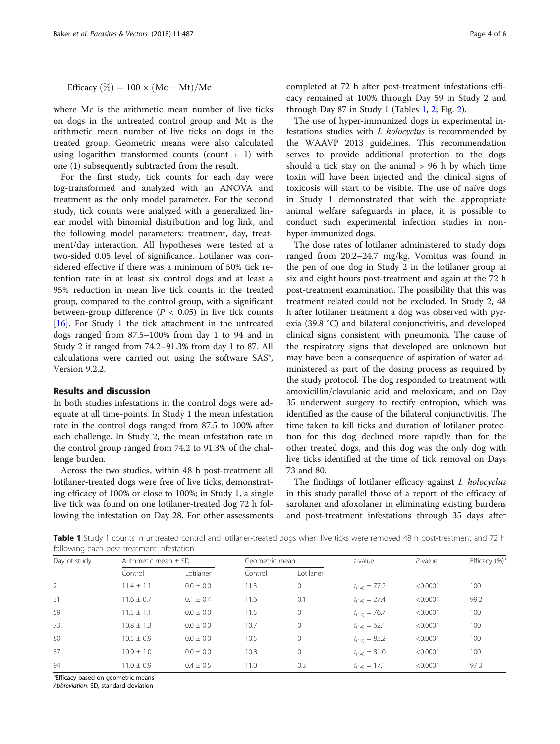$$\text{Efficacy}\ (\%) = 100 \times (\text{Mc} - \text{Mt})/\text{Mc}$$

where Mc is the arithmetic mean number of live ticks on dogs in the untreated control group and Mt is the arithmetic mean number of live ticks on dogs in the treated group. Geometric means were also calculated using logarithm transformed counts (count + 1) with one (1) subsequently subtracted from the result.

For the first study, tick counts for each day were log-transformed and analyzed with an ANOVA and treatment as the only model parameter. For the second study, tick counts were analyzed with a generalized linear model with binomial distribution and log link, and the following model parameters: treatment, day, treatment/day interaction. All hypotheses were tested at a two-sided 0.05 level of significance. Lotilaner was considered effective if there was a minimum of 50% tick retention rate in at least six control dogs and at least a 95% reduction in mean live tick counts in the treated group, compared to the control group, with a significant between-group difference ($P < 0.05$) in live tick counts [16]. For Study 1 the tick attachment in the untreated dogs ranged from 87.5–100% from day 1 to 94 and in Study 2 it ranged from 74.2–91.3% from day 1 to 87. All calculations were carried out using the software SAS®, Version 9.2.2.

## Results and discussion

In both studies infestations in the control dogs were adequate at all time-points. In Study 1 the mean infestation rate in the control dogs ranged from 87.5 to 100% after each challenge. In Study 2, the mean infestation rate in the control group ranged from 74.2 to 91.3% of the challenge burden.

Across the two studies, within 48 h post-treatment all lotilaner-treated dogs were free of live ticks, demonstrating efficacy of 100% or close to 100%; in Study 1, a single live tick was found on one lotilaner-treated dog 72 h following the infestation on Day 28. For other assessments completed at 72 h after post-treatment infestations efficacy remained at 100% through Day 59 in Study 2 and through Day 87 in Study 1 (Tables 1, 2; Fig. 2).

The use of hyper-immunized dogs in experimental infestations studies with *I. holocyclus* is recommended by the WAAVP 2013 guidelines. This recommendation serves to provide additional protection to the dogs should a tick stay on the animal > 96 h by which time toxin will have been injected and the clinical signs of toxicosis will start to be visible. The use of naïve dogs in Study 1 demonstrated that with the appropriate animal welfare safeguards in place, it is possible to conduct such experimental infection studies in non-hyper-immunized dogs.

The dose rates of lotilaner administered to study dogs ranged from 20.2–24.7 mg/kg. Vomitus was found in the pen of one dog in Study 2 in the lotilaner group at six and eight hours post-treatment and again at the 72 h post-treatment examination. The possibility that this was treatment related could not be excluded. In Study 2, 48 h after lotilaner treatment a dog was observed with pyrexia (39.8 °C) and bilateral conjunctivitis, and developed clinical signs consistent with pneumonia. The cause of the respiratory signs that developed are unknown but may have been a consequence of aspiration of water administered as part of the dosing process as required by the study protocol. The dog responded to treatment with amoxicillin/clavulanic acid and meloxicam, and on Day 35 underwent surgery to rectify entropion, which was identified as the cause of the bilateral conjunctivitis. The time taken to kill ticks and duration of lotilaner protection for this dog declined more rapidly than for the other treated dogs, and this dog was the only dog with live ticks identified at the time of tick removal on Days 73 and 80.

The findings of lotilaner efficacy against *I. holocyclus* in this study parallel those of a report of the efficacy of sarolaner and afoxolaner in eliminating existing burdens and post-treatment infestations through 35 days after

**Table 1** Study 1 counts in untreated control and lotilaner-treated dogs when live ticks were removed 48 h post-treatment and 72 h following each post-treatment infestation

| Day of study | Arithmetic mean ± SD | | Geometric mean | | *t*-value | *P*-value | Efficacy (%)[a] |
|---|---|---|---|---|---|---|---|
| | Control | Lotilaner | Control | Lotilaner | | | |
| 2 | 11.4 ± 1.1 | 0.0 ± 0.0 | 11.3 | 0 | $t_{(14)} = 77.2$ | <0.0001 | 100 |
| 31 | 11.6 ± 0.7 | 0.1 ± 0.4 | 11.6 | 0.1 | $t_{(14)} = 27.4$ | <0.0001 | 99.2 |
| 59 | 11.5 ± 1.1 | 0.0 ± 0.0 | 11.5 | 0 | $t_{(14)} = 76.7$ | <0.0001 | 100 |
| 73 | 10.8 ± 1.3 | 0.0 ± 0.0 | 10.7 | 0 | $t_{(14)} = 62.1$ | <0.0001 | 100 |
| 80 | 10.5 ± 0.9 | 0.0 ± 0.0 | 10.5 | 0 | $t_{(14)} = 85.2$ | <0.0001 | 100 |
| 87 | 10.9 ± 1.0 | 0.0 ± 0.0 | 10.8 | 0 | $t_{(14)} = 81.0$ | <0.0001 | 100 |
| 94 | 11.0 ± 0.9 | 0.4 ± 0.5 | 11.0 | 0.3 | $t_{(14)} = 17.1$ | <0.0001 | 97.3 |

[a]Efficacy based on geometric means

*Abbreviation*: SD, standard deviation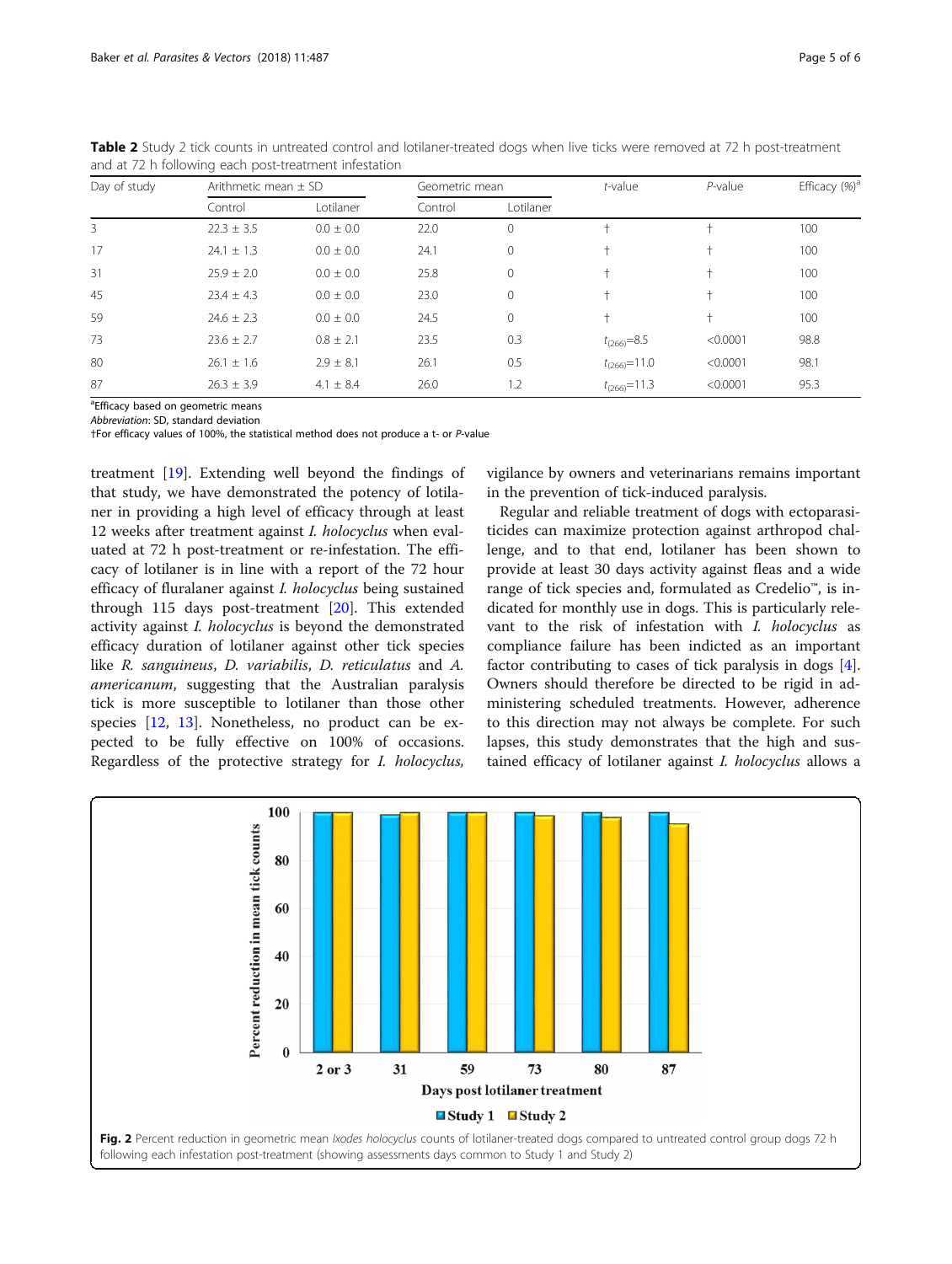**Table 2** Study 2 tick counts in untreated control and lotilaner-treated dogs when live ticks were removed at 72 h post-treatment and at 72 h following each post-treatment infestation

| Day of study | Arithmetic mean ± SD | | Geometric mean | | *t*-value | *P*-value | Efficacy (%)[a] |
|---|---|---|---|---|---|---|---|
| | Control | Lotilaner | Control | Lotilaner | | | |
| 3 | 22.3 ± 3.5 | 0.0 ± 0.0 | 22.0 | 0 | † | † | 100 |
| 17 | 24.1 ± 1.3 | 0.0 ± 0.0 | 24.1 | 0 | † | † | 100 |
| 31 | 25.9 ± 2.0 | 0.0 ± 0.0 | 25.8 | 0 | † | † | 100 |
| 45 | 23.4 ± 4.3 | 0.0 ± 0.0 | 23.0 | 0 | † | † | 100 |
| 59 | 24.6 ± 2.3 | 0.0 ± 0.0 | 24.5 | 0 | † | † | 100 |
| 73 | 23.6 ± 2.7 | 0.8 ± 2.1 | 23.5 | 0.3 | $t_{(266)}$=8.5 | <0.0001 | 98.8 |
| 80 | 26.1 ± 1.6 | 2.9 ± 8.1 | 26.1 | 0.5 | $t_{(266)}$=11.0 | <0.0001 | 98.1 |
| 87 | 26.3 ± 3.9 | 4.1 ± 8.4 | 26.0 | 1.2 | $t_{(266)}$=11.3 | <0.0001 | 95.3 |

[a]Efficacy based on geometric means

*Abbreviation*: SD, standard deviation

†For efficacy values of 100%, the statistical method does not produce a t- or *P*-value

treatment [19]. Extending well beyond the findings of that study, we have demonstrated the potency of lotilaner in providing a high level of efficacy through at least 12 weeks after treatment against *I. holocyclus* when evaluated at 72 h post-treatment or re-infestation. The efficacy of lotilaner is in line with a report of the 72 hour efficacy of fluralaner against *I. holocyclus* being sustained through 115 days post-treatment [20]. This extended activity against *I. holocyclus* is beyond the demonstrated efficacy duration of lotilaner against other tick species like *R. sanguineus*, *D. variabilis*, *D. reticulatus* and *A. americanum*, suggesting that the Australian paralysis tick is more susceptible to lotilaner than those other species [12, 13]. Nonetheless, no product can be expected to be fully effective on 100% of occasions. Regardless of the protective strategy for *I. holocyclus*, vigilance by owners and veterinarians remains important in the prevention of tick-induced paralysis.

Regular and reliable treatment of dogs with ectoparasiticides can maximize protection against arthropod challenge, and to that end, lotilaner has been shown to provide at least 30 days activity against fleas and a wide range of tick species and, formulated as Credelio™, is indicated for monthly use in dogs. This is particularly relevant to the risk of infestation with *I. holocyclus* as compliance failure has been indicted as an important factor contributing to cases of tick paralysis in dogs [4]. Owners should therefore be directed to be rigid in administering scheduled treatments. However, adherence to this direction may not always be complete. For such lapses, this study demonstrates that the high and sustained efficacy of lotilaner against *I. holocyclus* allows a

**Fig. 2** Percent reduction in geometric mean *Ixodes holocyclus* counts of lotilaner-treated dogs compared to untreated control group dogs 72 h following each infestation post-treatment (showing assessments days common to Study 1 and Study 2)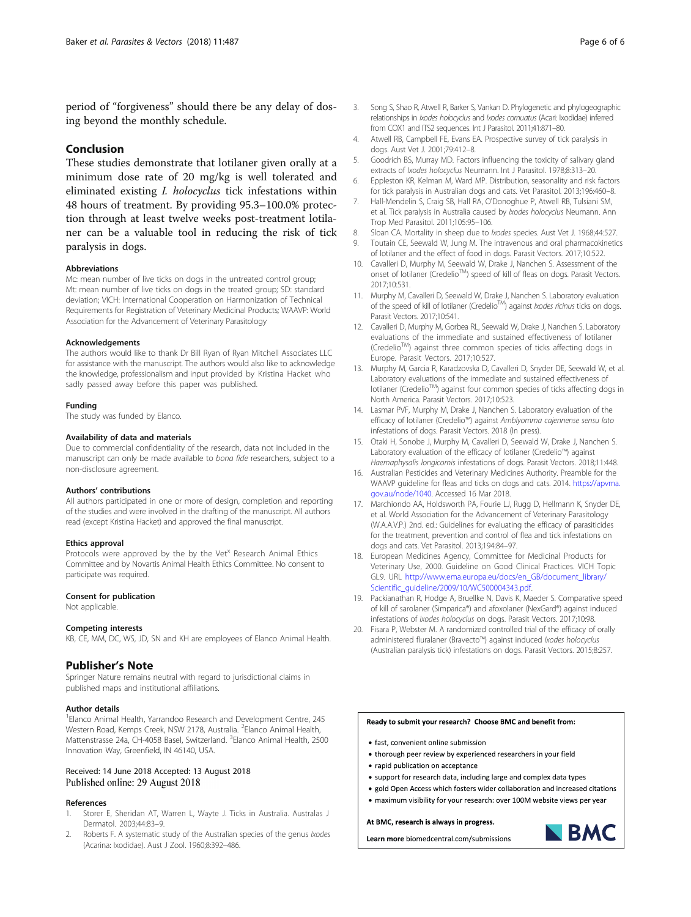period of "forgiveness" should there be any delay of dosing beyond the monthly schedule.

## Conclusion

These studies demonstrate that lotilaner given orally at a minimum dose rate of 20 mg/kg is well tolerated and eliminated existing *I. holocyclus* tick infestations within 48 hours of treatment. By providing 95.3–100.0% protection through at least twelve weeks post-treatment lotilaner can be a valuable tool in reducing the risk of tick paralysis in dogs.

### Abbreviations

Mc: mean number of live ticks on dogs in the untreated control group; Mt: mean number of live ticks on dogs in the treated group; SD: standard deviation; VICH: International Cooperation on Harmonization of Technical Requirements for Registration of Veterinary Medicinal Products; WAAVP: World Association for the Advancement of Veterinary Parasitology

### Acknowledgements

The authors would like to thank Dr Bill Ryan of Ryan Mitchell Associates LLC for assistance with the manuscript. The authors would also like to acknowledge the knowledge, professionalism and input provided by Kristina Hacket who sadly passed away before this paper was published.

### Funding

The study was funded by Elanco.

### Availability of data and materials

Due to commercial confidentiality of the research, data not included in the manuscript can only be made available to *bona fide* researchers, subject to a non-disclosure agreement.

### Authors' contributions

All authors participated in one or more of design, completion and reporting of the studies and were involved in the drafting of the manuscript. All authors read (except Kristina Hacket) and approved the final manuscript.

### Ethics approval

Protocols were approved by the by the Vet[x] Research Animal Ethics Committee and by Novartis Animal Health Ethics Committee. No consent to participate was required.

### Consent for publication

Not applicable.

### Competing interests

KB, CE, MM, DC, WS, JD, SN and KH are employees of Elanco Animal Health.

## Publisher's Note

Springer Nature remains neutral with regard to jurisdictional claims in published maps and institutional affiliations.

### Author details

[1]Elanco Animal Health, Yarrandoo Research and Development Centre, 245 Western Road, Kemps Creek, NSW 2178, Australia. [2]Elanco Animal Health, Mattenstrasse 24a, CH-4058 Basel, Switzerland. [3]Elanco Animal Health, 2500 Innovation Way, Greenfield, IN 46140, USA.

Received: 14 June 2018 Accepted: 13 August 2018
Published online: 29 August 2018

### References

1. Storer E, Sheridan AT, Warren L, Wayte J. Ticks in Australia. Australas J Dermatol. 2003;44:83–9.
2. Roberts F. A systematic study of the Australian species of the genus *Ixodes* (Acarina: Ixodidae). Aust J Zool. 1960;8:392–486.
3. Song S, Shao R, Atwell R, Barker S, Vankan D. Phylogenetic and phylogeographic relationships in *Ixodes holocyclus* and *Ixodes cornuatus* (Acari: Ixodidae) inferred from COX1 and ITS2 sequences. Int J Parasitol. 2011;41:871–80.
4. Atwell RB, Campbell FE, Evans EA. Prospective survey of tick paralysis in dogs. Aust Vet J. 2001;79:412–8.
5. Goodrich BS, Murray MD. Factors influencing the toxicity of salivary gland extracts of *Ixodes holocyclus* Neumann. Int J Parasitol. 1978;8:313–20.
6. Eppleston KR, Kelman M, Ward MP. Distribution, seasonality and risk factors for tick paralysis in Australian dogs and cats. Vet Parasitol. 2013;196:460–8.
7. Hall-Mendelin S, Craig SB, Hall RA, O'Donoghue P, Atwell RB, Tulsiani SM, et al. Tick paralysis in Australia caused by *Ixodes holocyclus* Neumann. Ann Trop Med Parasitol. 2011;105:95–106.
8. Sloan CA. Mortality in sheep due to *Ixodes* species. Aust Vet J. 1968;44:527.
9. Toutain CE, Seewald W, Jung M. The intravenous and oral pharmacokinetics of lotilaner and the effect of food in dogs. Parasit Vectors. 2017;10:522.
10. Cavalleri D, Murphy M, Seewald W, Drake J, Nanchen S. Assessment of the onset of lotilaner (Credelio™) speed of kill of fleas on dogs. Parasit Vectors. 2017;10:531.
11. Murphy M, Cavalleri D, Seewald W, Drake J, Nanchen S. Laboratory evaluation of the speed of kill of lotilaner (Credelio™) against *Ixodes ricinus* ticks on dogs. Parasit Vectors. 2017;10:541.
12. Cavalleri D, Murphy M, Gorbea RL, Seewald W, Drake J, Nanchen S. Laboratory evaluations of the immediate and sustained effectiveness of lotilaner (Credelio™) against three common species of ticks affecting dogs in Europe. Parasit Vectors. 2017;10:527.
13. Murphy M, Garcia R, Karadzovska D, Cavalleri D, Snyder DE, Seewald W, et al. Laboratory evaluations of the immediate and sustained effectiveness of lotilaner (Credelio™) against four common species of ticks affecting dogs in North America. Parasit Vectors. 2017;10:523.
14. Lasmar PVF, Murphy M, Drake J, Nanchen S. Laboratory evaluation of the efficacy of lotilaner (Credelio™) against *Amblyomma cajennense sensu lato* infestations of dogs. Parasit Vectors. 2018 (In press).
15. Otaki H, Sonobe J, Murphy M, Cavalleri D, Seewald W, Drake J, Nanchen S. Laboratory evaluation of the efficacy of lotilaner (Credelio™) against *Haemaphysalis longicornis* infestations of dogs. Parasit Vectors. 2018;11:448.
16. Australian Pesticides and Veterinary Medicines Authority. Preamble for the WAAVP guideline for fleas and ticks on dogs and cats. 2014. https://apvma.gov.au/node/1040. Accessed 16 Mar 2018.
17. Marchiondo AA, Holdsworth PA, Fourie LJ, Rugg D, Hellmann K, Snyder DE, et al. World Association for the Advancement of Veterinary Parasitology (W.A.A.V.P.) 2nd. ed.: Guidelines for evaluating the efficacy of parasiticides for the treatment, prevention and control of flea and tick infestations on dogs and cats. Vet Parasitol. 2013;194:84–97.
18. European Medicines Agency, Committee for Medicinal Products for Veterinary Use, 2000. Guideline on Good Clinical Practices. VICH Topic GL9. URL http://www.ema.europa.eu/docs/en_GB/document_library/Scientific_guideline/2009/10/WC500004343.pdf.
19. Packianathan R, Hodge A, Bruellke N, Davis K, Maeder S. Comparative speed of kill of sarolaner (Simparica®) and afoxolaner (NexGard®) against induced infestations of *Ixodes holocyclus* on dogs. Parasit Vectors. 2017;10:98.
20. Fisara P, Webster M. A randomized controlled trial of the efficacy of orally administered fluralaner (Bravecto™) against induced *Ixodes holocyclus* (Australian paralysis tick) infestations on dogs. Parasit Vectors. 2015;8:257.